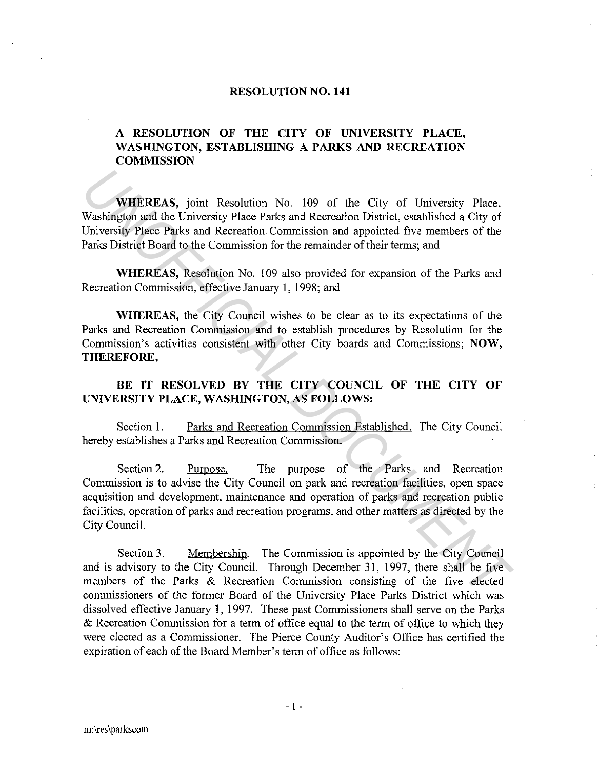# RESOLUTION NO. 141

## A RESOLUTION OF THE CITY OF UNIVERSITY PLACE, WASHINGTON, ESTABLISHING A PARKS AND RECREATION COMMISSION

**WHEREAS,** joint Resolution No. 109 of the City of University Place, Washington and the University Place Parks and Recreation District, established a City of University Place Parks and Recreation Commission and appointed five members of the Parks District Board to the Commission for the remainder of their terms; and

**WHEREAS,** Resolution No. 109 also provided for expansion of the Parks and Recreation Commission, effective January 1, 1998; and

**WHEREAS,** the City Council wishes to be clear as to its expectations of the Parks and Recreation Commission and to establish procedures by Resolution for the Commission's activities consistent with other City boards and Commissions; **NOW, THEREFORE,**

**BE IT RESOLVED BY THE CITY COUNCIL OF THE CITY OF UNIVERSITY PLACE, WASHINGTON, AS FOLLOWS:**

Section 1. Parks and Recreation Commission Established. The City Council hereby establishes a Parks and Recreation Commission.

Section 2. Purpose. The purpose of the Parks and Recreation Commission is to advise the City Council on park and recreation facilities, open space acquisition and development, maintenance and operation of parks and recreation public facilities, operation of parks and recreation programs, and other matters as directed by the City Council.

Section 3. Membership. The Commission is appointed by the City Council and is advisory to the City Council. Through December 31, 1997, there shall be five members of the Parks & Recreation Commission consisting of the five elected commissioners of the former Board of the University Place Parks District which was dissolved effective January 1, 1997. These past Commissioners shall serve on the Parks & Recreation Commission for a term of office equal to the term of office to which they were elected as a Commissioner. The Pierce County Auditor's Office has certified the expiration of each of the Board Member's term of office as follows:

m:\res\parkscom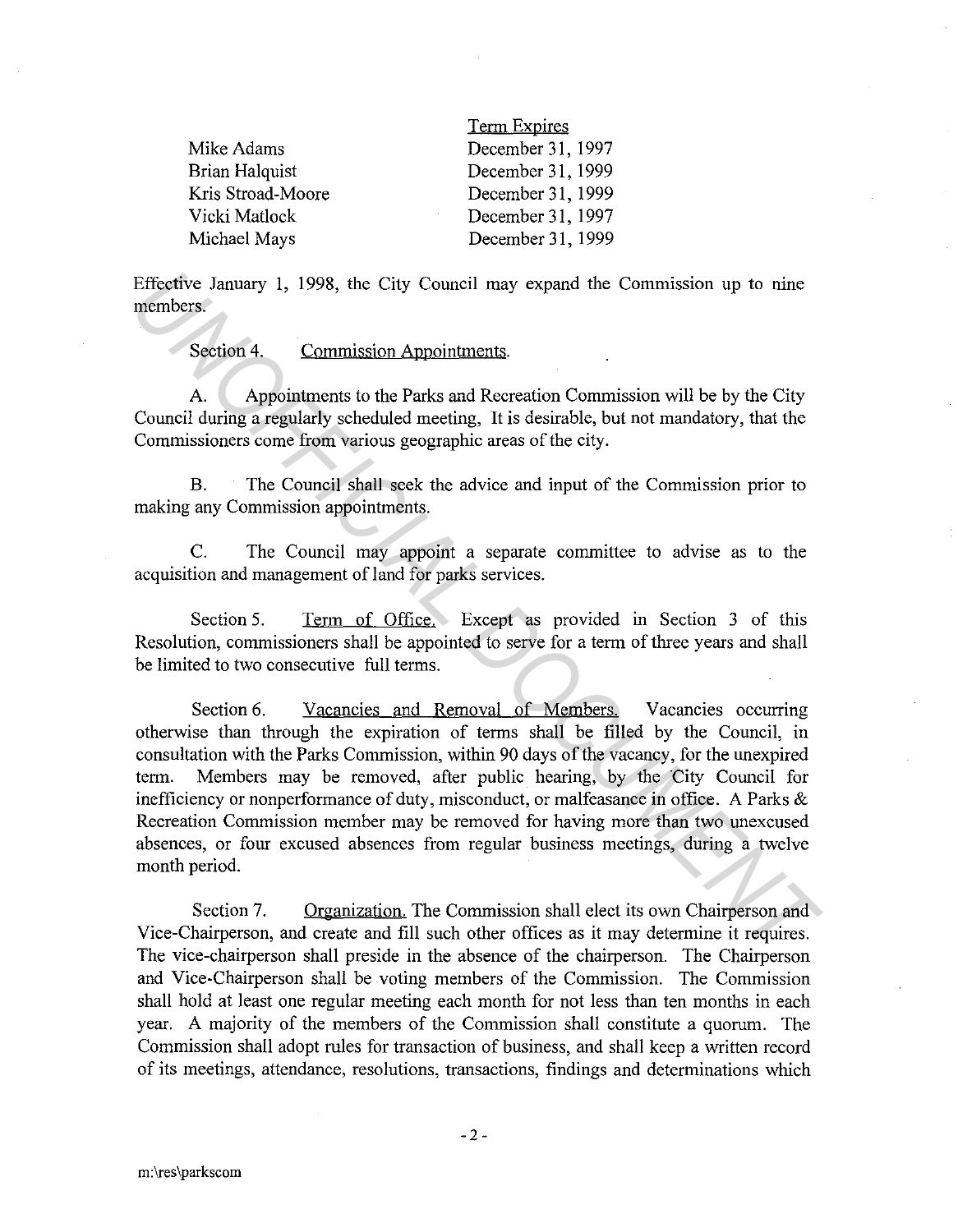| | Term Expires |
|---|---|
| Mike Adams | December 31, 1997 |
| Brian Halquist | December 31, 1999 |
| Kris Stroad-Moore | December 31, 1999 |
| Vicki Matlock | December 31, 1997 |
| Michael Mays | December 31, 1999 |

Effective January 1, 1998, the City Council may expand the Commission up to nine members.

Section 4. Commission Appointments.

A. Appointments to the Parks and Recreation Commission will be by the City Council during a regularly scheduled meeting, It is desirable, but not mandatory, that the Commissioners come from various geographic areas of the city.

B. The Council shall seek the advice and input of the Commission prior to making any Commission appointments.

C. The Council may appoint a separate committee to advise as to the acquisition and management of land for parks services.

Section 5. Term of Office. Except as provided in Section 3 of this Resolution, commissioners shall be appointed to serve for a term of three years and shall be limited to two consecutive full terms.

Section 6. Vacancies and Removal of Members. Vacancies occurring otherwise than through the expiration of terms shall be filled by the Council, in consultation with the Parks Commission, within 90 days of the vacancy, for the unexpired term. Members may be removed, after public hearing, by the City Council for inefficiency or nonperformance of duty, misconduct, or malfeasance in office. A Parks & Recreation Commission member may be removed for having more than two unexcused absences, or four excused absences from regular business meetings, during a twelve month period.

Section 7. Organization. The Commission shall elect its own Chairperson and Vice-Chairperson, and create and fill such other offices as it may determine it requires. The vice-chairperson shall preside in the absence of the chairperson. The Chairperson and Vice-Chairperson shall be voting members of the Commission. The Commission shall hold at least one regular meeting each month for not less than ten months in each year. A majority of the members of the Commission shall constitute a quorum. The Commission shall adopt rules for transaction of business, and shall keep a written record of its meetings, attendance, resolutions, transactions, findings and determinations which

m:\res\parkscom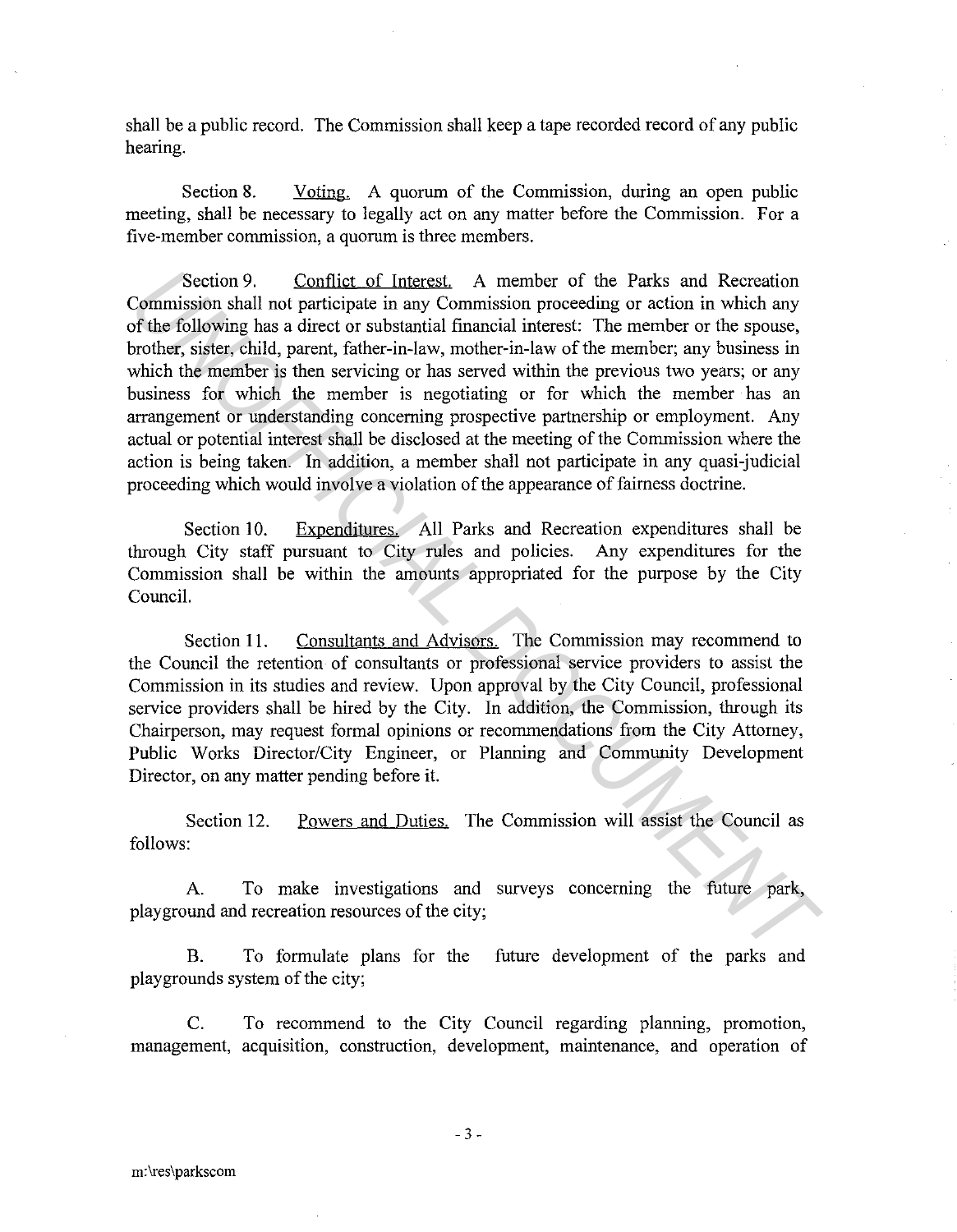shall be a public record. The Commission shall keep a tape recorded record of any public hearing.

Section 8. Voting. A quorum of the Commission, during an open public meeting, shall be necessary to legally act on any matter before the Commission. For a five-member commission, a quorum is three members.

Section 9. Conflict of Interest. A member of the Parks and Recreation Commission shall not participate in any Commission proceeding or action in which any of the following has a direct or substantial financial interest: The member or the spouse, brother, sister, child, parent, father-in-law, mother-in-law of the member; any business in which the member is then servicing or has served within the previous two years; or any business for which the member is negotiating or for which the member has an arrangement or understanding concerning prospective partnership or employment. Any actual or potential interest shall be disclosed at the meeting of the Commission where the action is being taken. In addition, a member shall not participate in any quasi-judicial proceeding which would involve a violation of the appearance of fairness doctrine.

Section 10. Expenditures. All Parks and Recreation expenditures shall be through City staff pursuant to City rules and policies. Any expenditures for the Commission shall be within the amounts appropriated for the purpose by the City Council.

Section 11. Consultants and Advisors. The Commission may recommend to the Council the retention of consultants or professional service providers to assist the Commission in its studies and review. Upon approval by the City Council, professional service providers shall be hired by the City. In addition, the Commission, through its Chairperson, may request formal opinions or recommendations from the City Attorney, Public Works Director/City Engineer, or Planning and Community Development Director, on any matter pending before it.

Section 12. Powers and Duties. The Commission will assist the Council as follows:

A. To make investigations and surveys concerning the future park, playground and recreation resources of the city;

B. To formulate plans for the future development of the parks and playgrounds system of the city;

C. To recommend to the City Council regarding planning, promotion, management, acquisition, construction, development, maintenance, and operation of

m:\res\parkscom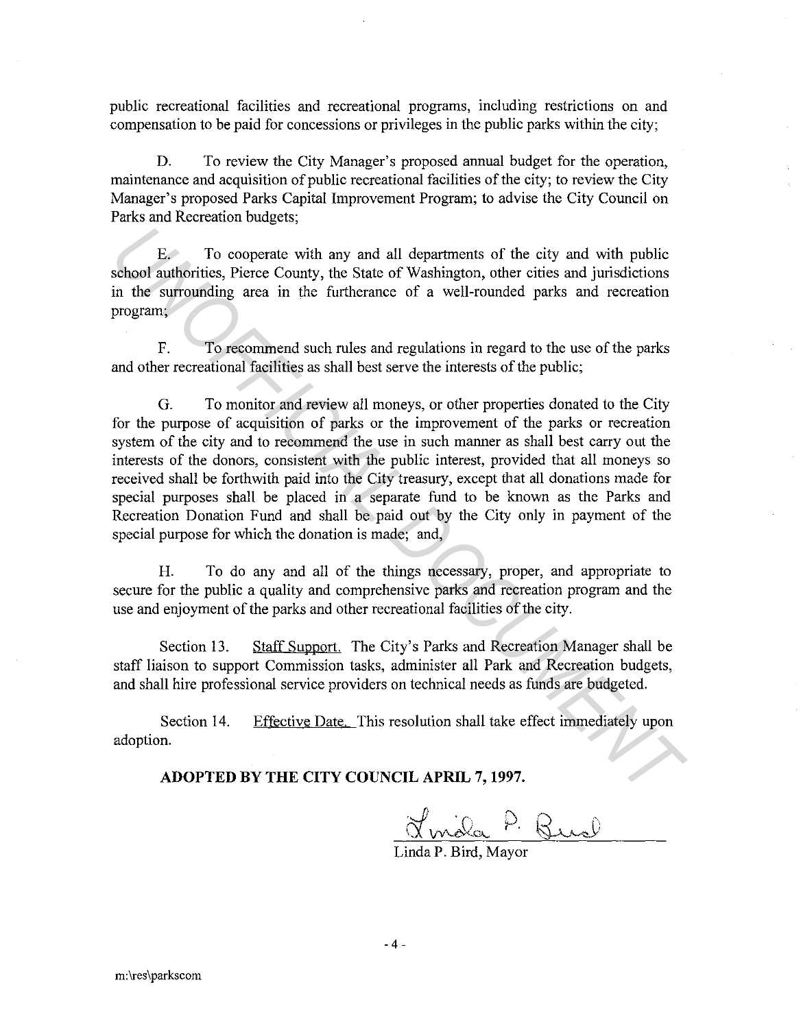public recreational facilities and recreational programs, including restrictions on and compensation to be paid for concessions or privileges in the public parks within the city;

D. To review the City Manager's proposed annual budget for the operation, maintenance and acquisition of public recreational facilities of the city; to review the City Manager's proposed Parks Capital Improvement Program; to advise the City Council on Parks and Recreation budgets;

E. To cooperate with any and all departments of the city and with public school authorities, Pierce County, the State of Washington, other cities and jurisdictions in the surrounding area in the furtherance of a well-rounded parks and recreation program;

F. To recommend such rules and regulations in regard to the use of the parks and other recreational facilities as shall best serve the interests of the public;

G. To monitor and review all moneys, or other properties donated to the City for the purpose of acquisition of parks or the improvement of the parks or recreation system of the city and to recommend the use in such manner as shall best carry out the interests of the donors, consistent with the public interest, provided that all moneys so received shall be forthwith paid into the City treasury, except that all donations made for special purposes shall be placed in a separate fund to be known as the Parks and Recreation Donation Fund and shall be paid out by the City only in payment of the special purpose for which the donation is made; and,

H. To do any and all of the things necessary, proper, and appropriate to secure for the public a quality and comprehensive parks and recreation program and the use and enjoyment of the parks and other recreational facilities of the city.

Section 13. Staff Support. The City's Parks and Recreation Manager shall be staff liaison to support Commission tasks, administer all Park and Recreation budgets, and shall hire professional service providers on technical needs as funds are budgeted.

Section 14. Effective Date. This resolution shall take effect immediately upon adoption.

**ADOPTED BY THE CITY COUNCIL APRIL 7, 1997.**

Linda P. Bird

Linda P. Bird, Mayor

m:\res\parkscom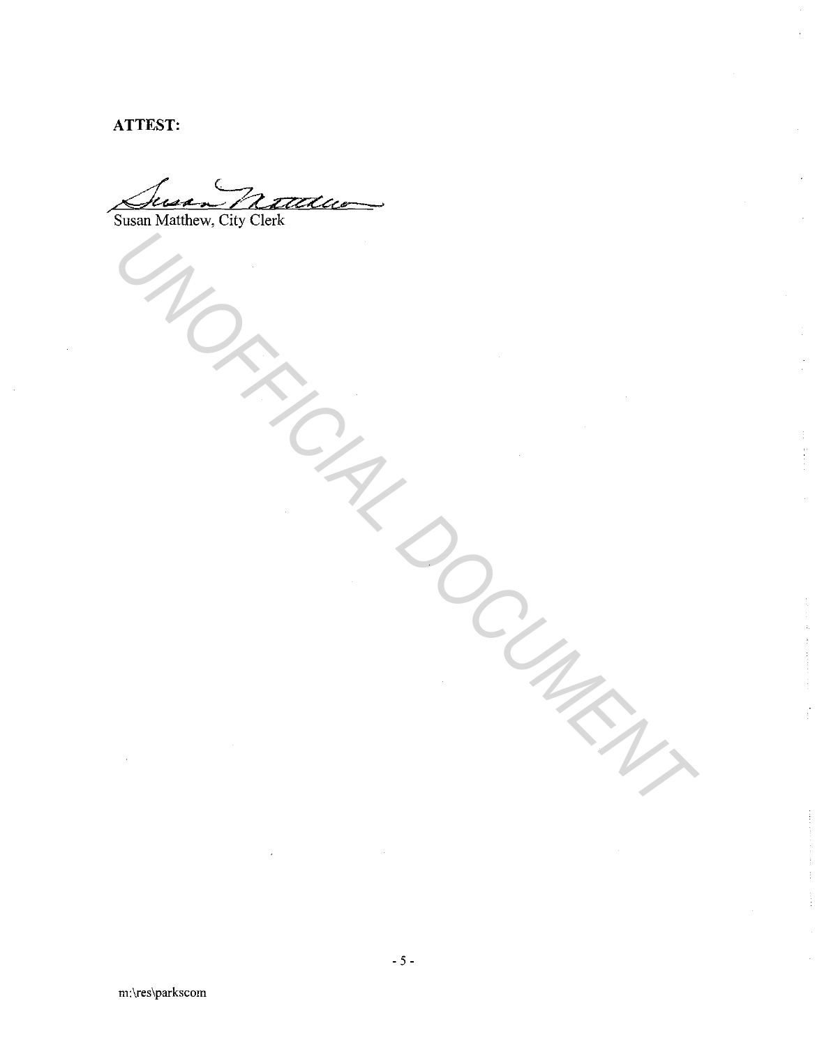**ATTEST:**

Susan Matthew

Susan Matthew, City Clerk

UNOFFICIAL DOCUMENT

m:\res\parkscom